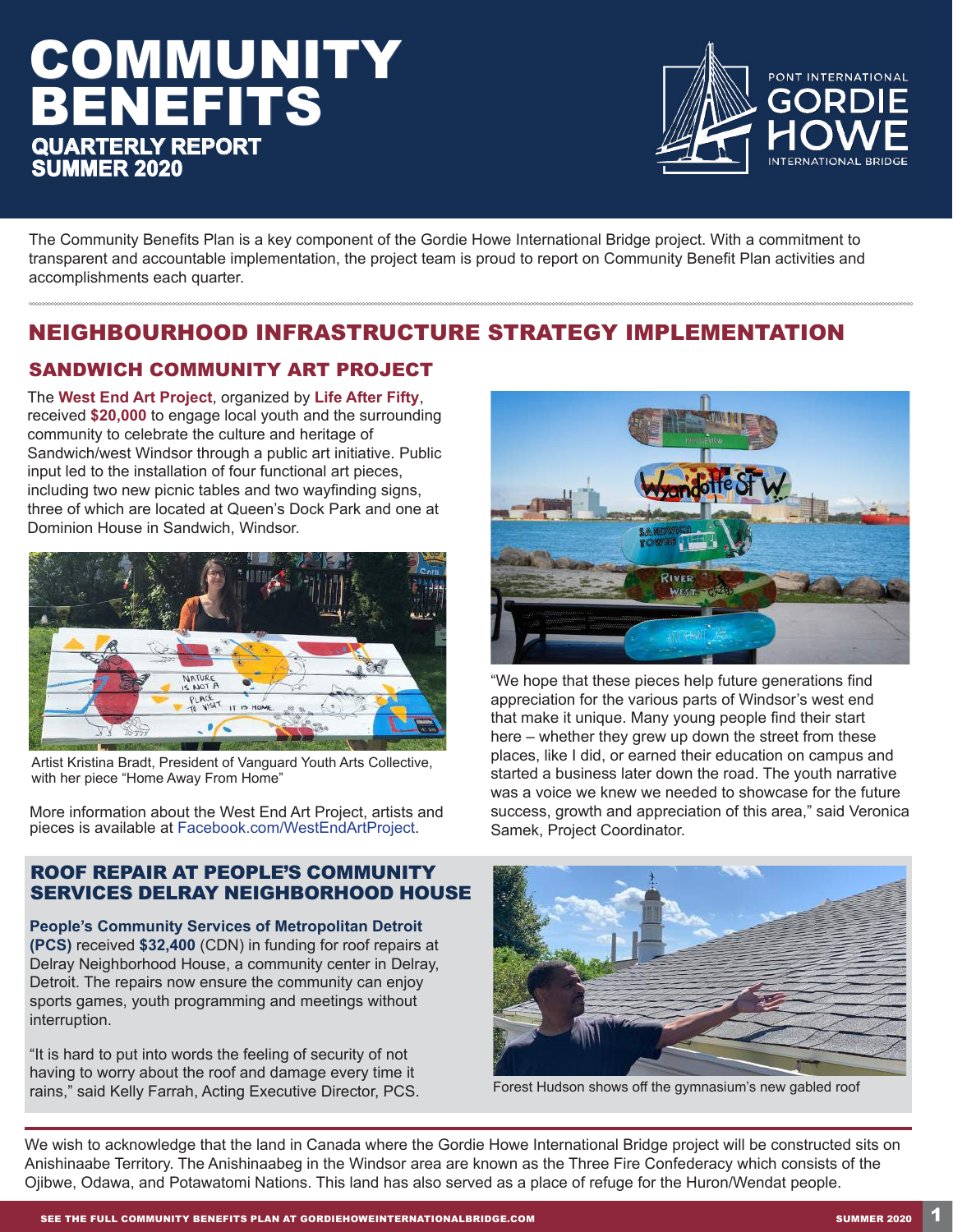# COMMUNITY BENEFITS

**QUARTERLY REPORT**
**SUMMER 2020**

PONT INTERNATIONAL GORDIE HOWE INTERNATIONAL BRIDGE

The Community Benefits Plan is a key component of the Gordie Howe International Bridge project. With a commitment to transparent and accountable implementation, the project team is proud to report on Community Benefit Plan activities and accomplishments each quarter.

## NEIGHBOURHOOD INFRASTRUCTURE STRATEGY IMPLEMENTATION

### SANDWICH COMMUNITY ART PROJECT

The **West End Art Project**, organized by **Life After Fifty**, received **$20,000** to engage local youth and the surrounding community to celebrate the culture and heritage of Sandwich/west Windsor through a public art initiative. Public input led to the installation of four functional art pieces, including two new picnic tables and two wayfinding signs, three of which are located at Queen's Dock Park and one at Dominion House in Sandwich, Windsor.

Artist Kristina Bradt, President of Vanguard Youth Arts Collective, with her piece "Home Away From Home"

More information about the West End Art Project, artists and pieces is available at Facebook.com/WestEndArtProject.

"We hope that these pieces help future generations find appreciation for the various parts of Windsor's west end that make it unique. Many young people find their start here – whether they grew up down the street from these places, like I did, or earned their education on campus and started a business later down the road. The youth narrative was a voice we knew we needed to showcase for the future success, growth and appreciation of this area," said Veronica Samek, Project Coordinator.

### ROOF REPAIR AT PEOPLE'S COMMUNITY SERVICES DELRAY NEIGHBORHOOD HOUSE

**People's Community Services of Metropolitan Detroit (PCS)** received **$32,400** (CDN) in funding for roof repairs at Delray Neighborhood House, a community center in Delray, Detroit. The repairs now ensure the community can enjoy sports games, youth programming and meetings without interruption.

"It is hard to put into words the feeling of security of not having to worry about the roof and damage every time it rains," said Kelly Farrah, Acting Executive Director, PCS.

Forest Hudson shows off the gymnasium's new gabled roof

We wish to acknowledge that the land in Canada where the Gordie Howe International Bridge project will be constructed sits on Anishinaabe Territory. The Anishinaabeg in the Windsor area are known as the Three Fire Confederacy which consists of the Ojibwe, Odawa, and Potawatomi Nations. This land has also served as a place of refuge for the Huron/Wendat people.

SEE THE FULL COMMUNITY BENEFITS PLAN AT GORDIEHOWEINTERNATIONALBRIDGE.COM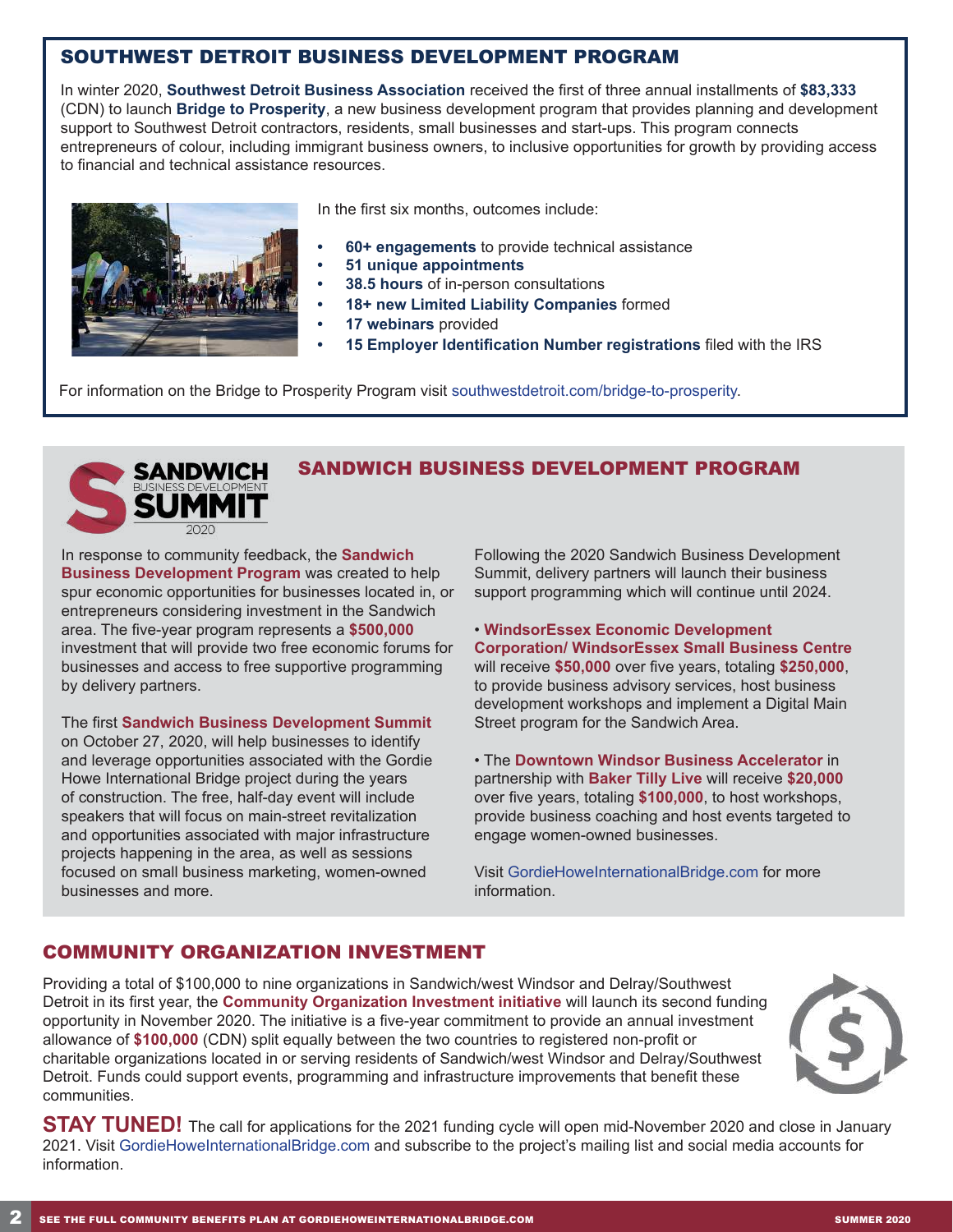## SOUTHWEST DETROIT BUSINESS DEVELOPMENT PROGRAM

In winter 2020, **Southwest Detroit Business Association** received the first of three annual installments of **$83,333** (CDN) to launch **Bridge to Prosperity**, a new business development program that provides planning and development support to Southwest Detroit contractors, residents, small businesses and start-ups. This program connects entrepreneurs of colour, including immigrant business owners, to inclusive opportunities for growth by providing access to financial and technical assistance resources.

In the first six months, outcomes include:

- **60+ engagements** to provide technical assistance
- **51 unique appointments**
- **38.5 hours** of in-person consultations
- **18+ new Limited Liability Companies** formed
- **17 webinars** provided
- **15 Employer Identification Number registrations** filed with the IRS

For information on the Bridge to Prosperity Program visit southwestdetroit.com/bridge-to-prosperity.

## SANDWICH BUSINESS DEVELOPMENT PROGRAM

SANDWICH BUSINESS DEVELOPMENT SUMMIT 2020

In response to community feedback, the **Sandwich Business Development Program** was created to help spur economic opportunities for businesses located in, or entrepreneurs considering investment in the Sandwich area. The five-year program represents a **$500,000** investment that will provide two free economic forums for businesses and access to free supportive programming by delivery partners.

The first **Sandwich Business Development Summit** on October 27, 2020, will help businesses to identify and leverage opportunities associated with the Gordie Howe International Bridge project during the years of construction. The free, half-day event will include speakers that will focus on main-street revitalization and opportunities associated with major infrastructure projects happening in the area, as well as sessions focused on small business marketing, women-owned businesses and more.

Following the 2020 Sandwich Business Development Summit, delivery partners will launch their business support programming which will continue until 2024.

- **WindsorEssex Economic Development Corporation/ WindsorEssex Small Business Centre** will receive **$50,000** over five years, totaling **$250,000**, to provide business advisory services, host business development workshops and implement a Digital Main Street program for the Sandwich Area.

- The **Downtown Windsor Business Accelerator** in partnership with **Baker Tilly Live** will receive **$20,000** over five years, totaling **$100,000**, to host workshops, provide business coaching and host events targeted to engage women-owned businesses.

Visit GordieHoweInternationalBridge.com for more information.

## COMMUNITY ORGANIZATION INVESTMENT

Providing a total of $100,000 to nine organizations in Sandwich/west Windsor and Delray/Southwest Detroit in its first year, the **Community Organization Investment initiative** will launch its second funding opportunity in November 2020. The initiative is a five-year commitment to provide an annual investment allowance of **$100,000** (CDN) split equally between the two countries to registered non-profit or charitable organizations located in or serving residents of Sandwich/west Windsor and Delray/Southwest Detroit. Funds could support events, programming and infrastructure improvements that benefit these communities.

**STAY TUNED!** The call for applications for the 2021 funding cycle will open mid-November 2020 and close in January 2021. Visit GordieHoweInternationalBridge.com and subscribe to the project's mailing list and social media accounts for information.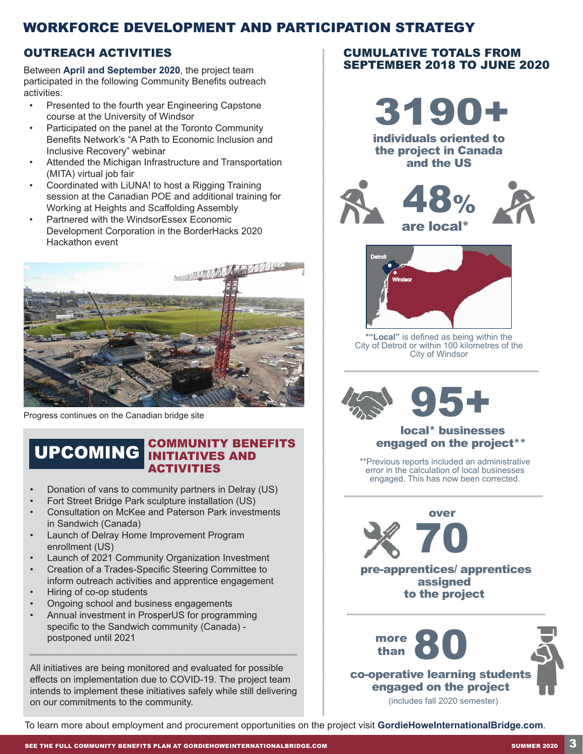# WORKFORCE DEVELOPMENT AND PARTICIPATION STRATEGY

## OUTREACH ACTIVITIES

Between **April and September 2020**, the project team participated in the following Community Benefits outreach activities:

- Presented to the fourth year Engineering Capstone course at the University of Windsor
- Participated on the panel at the Toronto Community Benefits Network's "A Path to Economic Inclusion and Inclusive Recovery" webinar
- Attended the Michigan Infrastructure and Transportation (MITA) virtual job fair
- Coordinated with LiUNA! to host a Rigging Training session at the Canadian POE and additional training for Working at Heights and Scaffolding Assembly
- Partnered with the WindsorEssex Economic Development Corporation in the BorderHacks 2020 Hackathon event

Progress continues on the Canadian bridge site

## UPCOMING COMMUNITY BENEFITS INITIATIVES AND ACTIVITIES

- Donation of vans to community partners in Delray (US)
- Fort Street Bridge Park sculpture installation (US)
- Consultation on McKee and Paterson Park investments in Sandwich (Canada)
- Launch of Delray Home Improvement Program enrollment (US)
- Launch of 2021 Community Organization Investment
- Creation of a Trades-Specific Steering Committee to inform outreach activities and apprentice engagement
- Hiring of co-op students
- Ongoing school and business engagements
- Annual investment in ProsperUS for programming specific to the Sandwich community (Canada) - postponed until 2021

All initiatives are being monitored and evaluated for possible effects on implementation due to COVID-19. The project team intends to implement these initiatives safely while still delivering on our commitments to the community.

## CUMULATIVE TOTALS FROM SEPTEMBER 2018 TO JUNE 2020

**3190+**
**individuals oriented to the project in Canada and the US**

**48%**
**are local***

Detroit
Windsor

***"Local"** is defined as being within the City of Detroit or within 100 kilometres of the City of Windsor

**95+**
**local* businesses engaged on the project****

**Previous reports included an administrative error in the calculation of local businesses engaged. This has now been corrected.

**over 70**
**pre-apprentices/ apprentices assigned to the project**

**more than 80**
**co-operative learning students engaged on the project**
(includes fall 2020 semester)

To learn more about employment and procurement opportunities on the project visit **GordieHoweInternationalBridge.com**.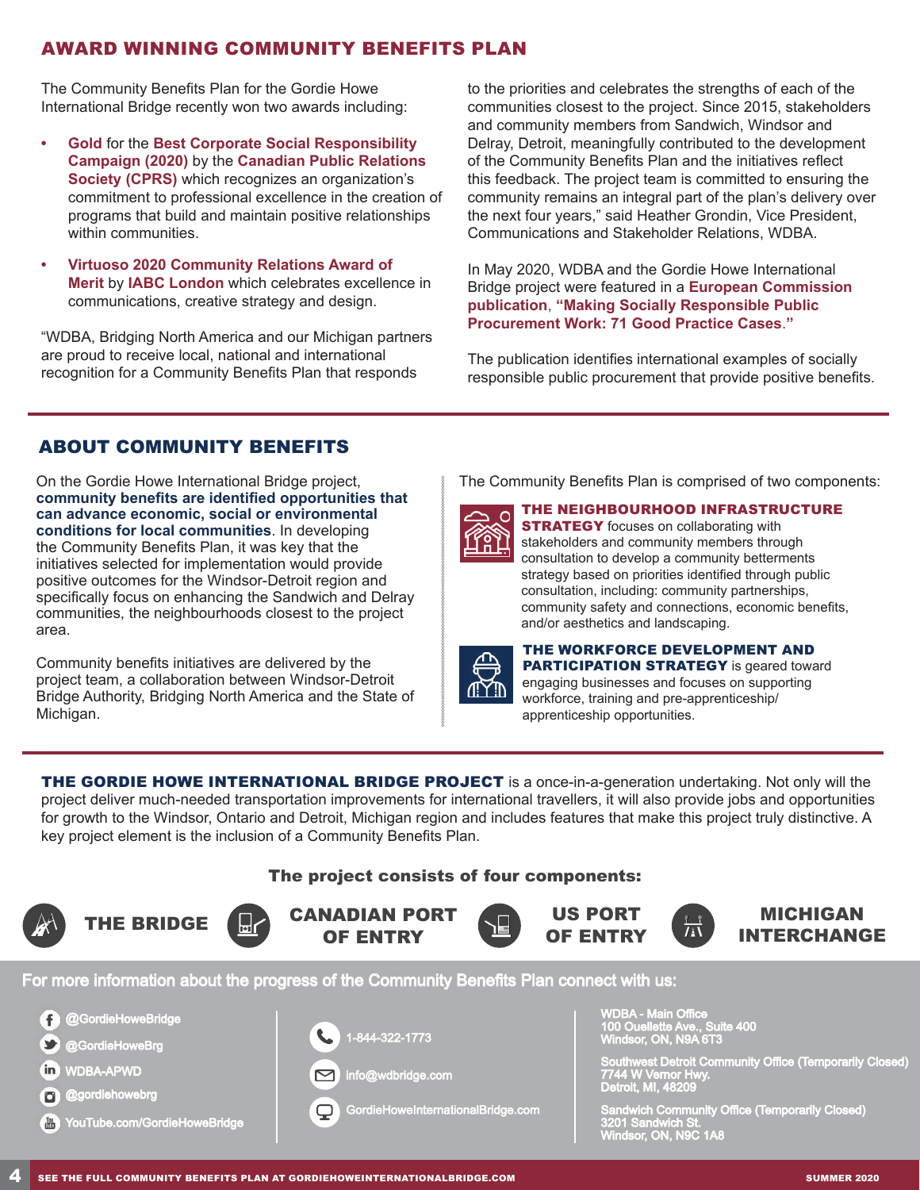## AWARD WINNING COMMUNITY BENEFITS PLAN

The Community Benefits Plan for the Gordie Howe International Bridge recently won two awards including:

- **Gold** for the **Best Corporate Social Responsibility Campaign (2020)** by the **Canadian Public Relations Society (CPRS)** which recognizes an organization's commitment to professional excellence in the creation of programs that build and maintain positive relationships within communities.
- **Virtuoso 2020 Community Relations Award of Merit** by **IABC London** which celebrates excellence in communications, creative strategy and design.

"WDBA, Bridging North America and our Michigan partners are proud to receive local, national and international recognition for a Community Benefits Plan that responds to the priorities and celebrates the strengths of each of the communities closest to the project. Since 2015, stakeholders and community members from Sandwich, Windsor and Delray, Detroit, meaningfully contributed to the development of the Community Benefits Plan and the initiatives reflect this feedback. The project team is committed to ensuring the community remains an integral part of the plan's delivery over the next four years," said Heather Grondin, Vice President, Communications and Stakeholder Relations, WDBA.

In May 2020, WDBA and the Gordie Howe International Bridge project were featured in a **European Commission publication**, **"Making Socially Responsible Public Procurement Work: 71 Good Practice Cases."**

The publication identifies international examples of socially responsible public procurement that provide positive benefits.

## ABOUT COMMUNITY BENEFITS

On the Gordie Howe International Bridge project, **community benefits are identified opportunities that can advance economic, social or environmental conditions for local communities**. In developing the Community Benefits Plan, it was key that the initiatives selected for implementation would provide positive outcomes for the Windsor-Detroit region and specifically focus on enhancing the Sandwich and Delray communities, the neighbourhoods closest to the project area.

Community benefits initiatives are delivered by the project team, a collaboration between Windsor-Detroit Bridge Authority, Bridging North America and the State of Michigan.

The Community Benefits Plan is comprised of two components:

**THE NEIGHBOURHOOD INFRASTRUCTURE STRATEGY** focuses on collaborating with stakeholders and community members through consultation to develop a community betterments strategy based on priorities identified through public consultation, including: community partnerships, community safety and connections, economic benefits, and/or aesthetics and landscaping.

**THE WORKFORCE DEVELOPMENT AND PARTICIPATION STRATEGY** is geared toward engaging businesses and focuses on supporting workforce, training and pre-apprenticeship/apprenticeship opportunities.

**THE GORDIE HOWE INTERNATIONAL BRIDGE PROJECT** is a once-in-a-generation undertaking. Not only will the project deliver much-needed transportation improvements for international travellers, it will also provide jobs and opportunities for growth to the Windsor, Ontario and Detroit, Michigan region and includes features that make this project truly distinctive. A key project element is the inclusion of a Community Benefits Plan.

**The project consists of four components:**

- THE BRIDGE
- CANADIAN PORT OF ENTRY
- US PORT OF ENTRY
- MICHIGAN INTERCHANGE

**For more information about the progress of the Community Benefits Plan connect with us:**

- @GordieHoweBridge
- @GordieHoweBrg
- WDBA-APWD
- @gordiehowebrg
- YouTube.com/GordieHoweBridge

- 1-844-322-1773
- info@wdbridge.com
- GordieHoweInternationalBridge.com

WDBA - Main Office
100 Ouellette Ave., Suite 400
Windsor, ON, N9A 6T3

Southwest Detroit Community Office (Temporarily Closed)
7744 W Vernor Hwy.
Detroit, MI, 48209

Sandwich Community Office (Temporarily Closed)
3201 Sandwich St.
Windsor, ON, N9C 1A8

SEE THE FULL COMMUNITY BENEFITS PLAN AT GORDIEHOWEINTERNATIONALBRIDGE.COM